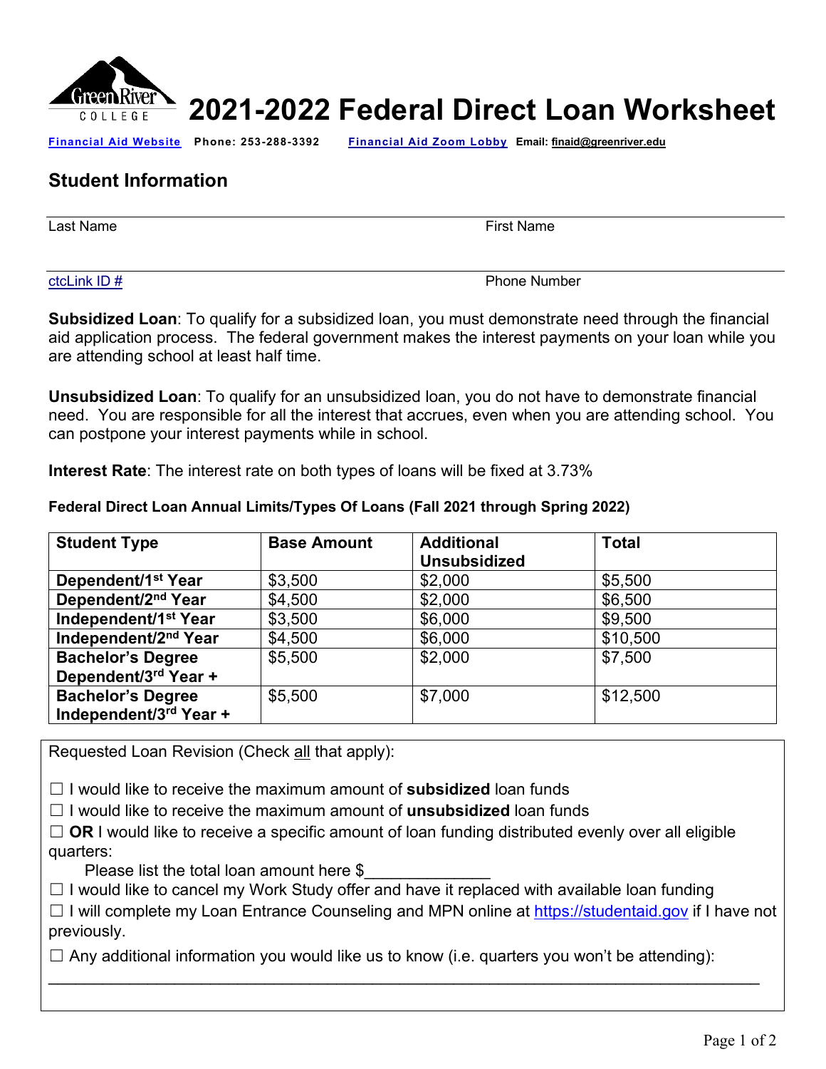# 2021-2022 Federal Direct Loan Worksheet

Financial Aid Website **Phone: 253-288-3392** Financial Aid Zoom Lobby **Email: finaid@greenriver.edu**

## Student Information

Last Name First Name

ctcLink ID # Phone Number

**Subsidized Loan**: To qualify for a subsidized loan, you must demonstrate need through the financial aid application process. The federal government makes the interest payments on your loan while you are attending school at least half time.

**Unsubsidized Loan**: To qualify for an unsubsidized loan, you do not have to demonstrate financial need. You are responsible for all the interest that accrues, even when you are attending school. You can postpone your interest payments while in school.

**Interest Rate**: The interest rate on both types of loans will be fixed at 3.73%

**Federal Direct Loan Annual Limits/Types Of Loans (Fall 2021 through Spring 2022)**

| Student Type | Base Amount | Additional Unsubsidized | Total |
|---|---|---|---|
| **Dependent/1st Year** | $3,500 | $2,000 | $5,500 |
| **Dependent/2nd Year** | $4,500 | $2,000 | $6,500 |
| **Independent/1st Year** | $3,500 | $6,000 | $9,500 |
| **Independent/2nd Year** | $4,500 | $6,000 | $10,500 |
| **Bachelor's Degree Dependent/3rd Year +** | $5,500 | $2,000 | $7,500 |
| **Bachelor's Degree Independent/3rd Year +** | $5,500 | $7,000 | $12,500 |

Requested Loan Revision (Check all that apply):

☐ I would like to receive the maximum amount of **subsidized** loan funds

☐ I would like to receive the maximum amount of **unsubsidized** loan funds

☐ **OR** I would like to receive a specific amount of loan funding distributed evenly over all eligible quarters:

Please list the total loan amount here $______________

☐ I would like to cancel my Work Study offer and have it replaced with available loan funding

☐ I will complete my Loan Entrance Counseling and MPN online at https://studentaid.gov if I have not previously.

☐ Any additional information you would like us to know (i.e. quarters you won't be attending):

______________________________________________________________________________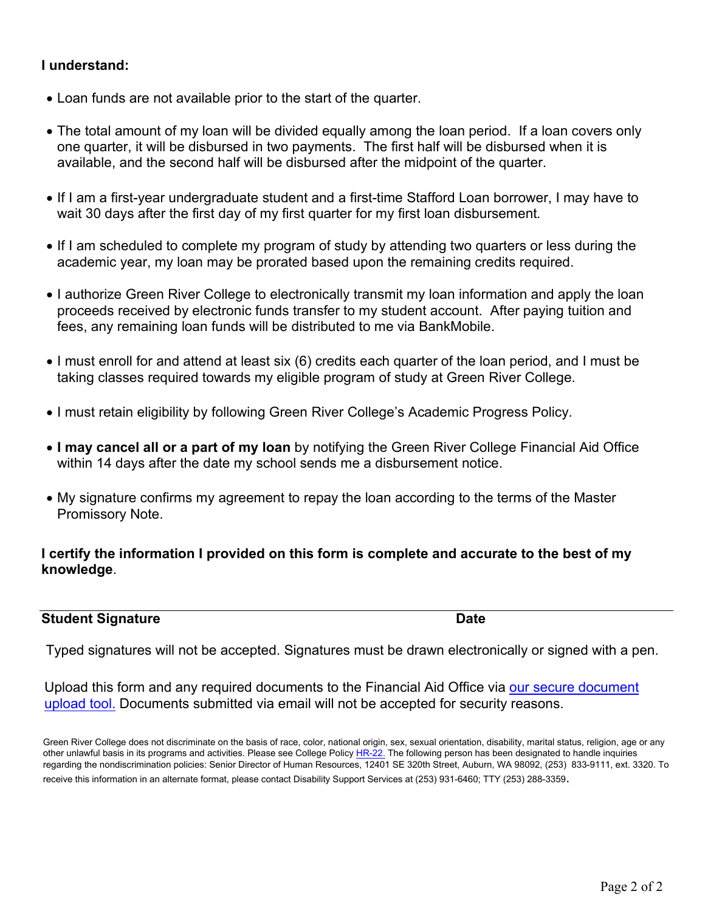**I understand:**

- Loan funds are not available prior to the start of the quarter.
- The total amount of my loan will be divided equally among the loan period. If a loan covers only one quarter, it will be disbursed in two payments. The first half will be disbursed when it is available, and the second half will be disbursed after the midpoint of the quarter.
- If I am a first-year undergraduate student and a first-time Stafford Loan borrower, I may have to wait 30 days after the first day of my first quarter for my first loan disbursement.
- If I am scheduled to complete my program of study by attending two quarters or less during the academic year, my loan may be prorated based upon the remaining credits required.
- I authorize Green River College to electronically transmit my loan information and apply the loan proceeds received by electronic funds transfer to my student account. After paying tuition and fees, any remaining loan funds will be distributed to me via BankMobile.
- I must enroll for and attend at least six (6) credits each quarter of the loan period, and I must be taking classes required towards my eligible program of study at Green River College.
- I must retain eligibility by following Green River College's Academic Progress Policy.
- **I may cancel all or a part of my loan** by notifying the Green River College Financial Aid Office within 14 days after the date my school sends me a disbursement notice.
- My signature confirms my agreement to repay the loan according to the terms of the Master Promissory Note.

**I certify the information I provided on this form is complete and accurate to the best of my knowledge**.

**Student Signature** **Date**

Typed signatures will not be accepted. Signatures must be drawn electronically or signed with a pen.

Upload this form and any required documents to the Financial Aid Office via our secure document upload tool. Documents submitted via email will not be accepted for security reasons.

Green River College does not discriminate on the basis of race, color, national origin, sex, sexual orientation, disability, marital status, religion, age or any other unlawful basis in its programs and activities. Please see College Policy HR-22. The following person has been designated to handle inquiries regarding the nondiscrimination policies: Senior Director of Human Resources, 12401 SE 320th Street, Auburn, WA 98092, (253) 833-9111, ext. 3320. To receive this information in an alternate format, please contact Disability Support Services at (253) 931-6460; TTY (253) 288-3359.